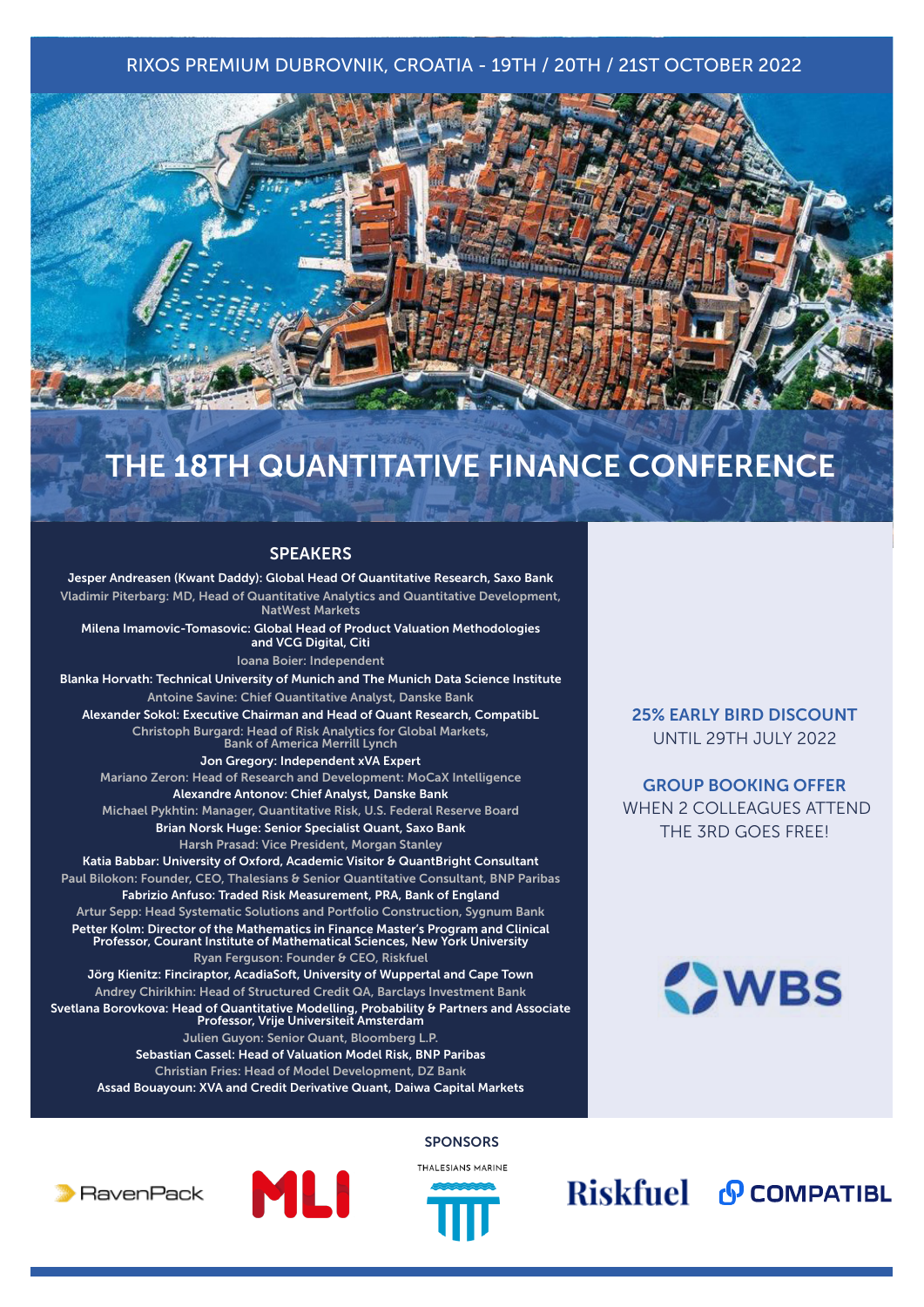RIXOS PREMIUM DUBROVNIK, CROATIA - 19TH / 20TH / 21ST OCTOBER 2022

# THE 18TH QUANTITATIVE FINANCE CONFERENCE

## SPEAKERS

Jesper Andreasen (Kwant Daddy): Global Head Of Quantitative Research, Saxo Bank

Vladimir Piterbarg: MD, Head of Quantitative Analytics and Quantitative Development, NatWest Markets

Milena Imamovic-Tomasovic: Global Head of Product Valuation Methodologies and VCG Digital, Citi

Ioana Boier: Independent

Blanka Horvath: Technical University of Munich and The Munich Data Science Institute

Antoine Savine: Chief Quantitative Analyst, Danske Bank

Alexander Sokol: Executive Chairman and Head of Quant Research, CompatibL

Christoph Burgard: Head of Risk Analytics for Global Markets, Bank of America Merrill Lynch

Jon Gregory: Independent xVA Expert

Mariano Zeron: Head of Research and Development: MoCaX Intelligence

Alexandre Antonov: Chief Analyst, Danske Bank

Michael Pykhtin: Manager, Quantitative Risk, U.S. Federal Reserve Board

Brian Norsk Huge: Senior Specialist Quant, Saxo Bank

Harsh Prasad: Vice President, Morgan Stanley

Katia Babbar: University of Oxford, Academic Visitor & QuantBright Consultant

Paul Bilokon: Founder, CEO, Thalesians & Senior Quantitative Consultant, BNP Paribas

Fabrizio Anfuso: Traded Risk Measurement, PRA, Bank of England

Artur Sepp: Head Systematic Solutions and Portfolio Construction, Sygnum Bank

Petter Kolm: Director of the Mathematics in Finance Master's Program and Clinical Professor, Courant Institute of Mathematical Sciences, New York University

Ryan Ferguson: Founder & CEO, Riskfuel

Jörg Kienitz: Finciraptor, AcadiaSoft, University of Wuppertal and Cape Town

Andrey Chirikhin: Head of Structured Credit QA, Barclays Investment Bank

Svetlana Borovkova: Head of Quantitative Modelling, Probability & Partners and Associate Professor, Vrije Universiteit Amsterdam

Julien Guyon: Senior Quant, Bloomberg L.P.

Sebastian Cassel: Head of Valuation Model Risk, BNP Paribas

Christian Fries: Head of Model Development, DZ Bank

Assad Bouayoun: XVA and Credit Derivative Quant, Daiwa Capital Markets

**25% EARLY BIRD DISCOUNT**
UNTIL 29TH JULY 2022

**GROUP BOOKING OFFER**
WHEN 2 COLLEAGUES ATTEND THE 3RD GOES FREE!

WBS

## SPONSORS

RavenPack · MLI · THALESIANS MARINE · Riskfuel · COMPATIBL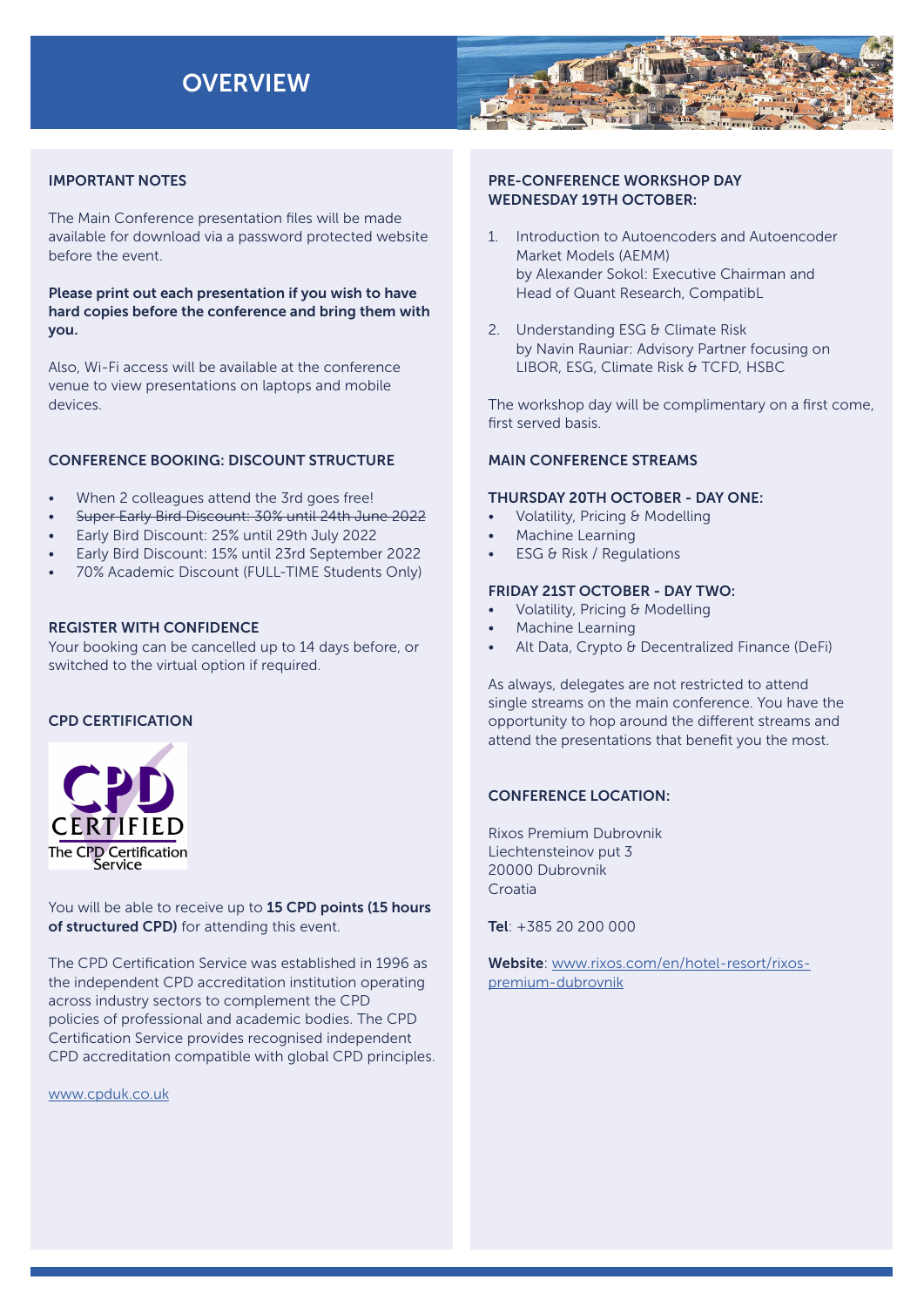# OVERVIEW

## IMPORTANT NOTES

The Main Conference presentation files will be made available for download via a password protected website before the event.

**Please print out each presentation if you wish to have hard copies before the conference and bring them with you.**

Also, Wi-Fi access will be available at the conference venue to view presentations on laptops and mobile devices.

## CONFERENCE BOOKING: DISCOUNT STRUCTURE

- When 2 colleagues attend the 3rd goes free!
- ~~Super Early Bird Discount: 30% until 24th June 2022~~
- Early Bird Discount: 25% until 29th July 2022
- Early Bird Discount: 15% until 23rd September 2022
- 70% Academic Discount (FULL-TIME Students Only)

## REGISTER WITH CONFIDENCE

Your booking can be cancelled up to 14 days before, or switched to the virtual option if required.

## CPD CERTIFICATION

CPD CERTIFIED
The CPD Certification Service

You will be able to receive up to **15 CPD points (15 hours of structured CPD)** for attending this event.

The CPD Certification Service was established in 1996 as the independent CPD accreditation institution operating across industry sectors to complement the CPD policies of professional and academic bodies. The CPD Certification Service provides recognised independent CPD accreditation compatible with global CPD principles.

www.cpduk.co.uk

## PRE-CONFERENCE WORKSHOP DAY WEDNESDAY 19TH OCTOBER:

1. Introduction to Autoencoders and Autoencoder Market Models (AEMM)
   by Alexander Sokol: Executive Chairman and Head of Quant Research, CompatibL
2. Understanding ESG & Climate Risk
   by Navin Rauniar: Advisory Partner focusing on LIBOR, ESG, Climate Risk & TCFD, HSBC

The workshop day will be complimentary on a first come, first served basis.

## MAIN CONFERENCE STREAMS

### THURSDAY 20TH OCTOBER - DAY ONE:

- Volatility, Pricing & Modelling
- Machine Learning
- ESG & Risk / Regulations

### FRIDAY 21ST OCTOBER - DAY TWO:

- Volatility, Pricing & Modelling
- Machine Learning
- Alt Data, Crypto & Decentralized Finance (DeFi)

As always, delegates are not restricted to attend single streams on the main conference. You have the opportunity to hop around the different streams and attend the presentations that benefit you the most.

## CONFERENCE LOCATION:

Rixos Premium Dubrovnik
Liechtensteinov put 3
20000 Dubrovnik
Croatia

**Tel**: +385 20 200 000

**Website**: www.rixos.com/en/hotel-resort/rixos-premium-dubrovnik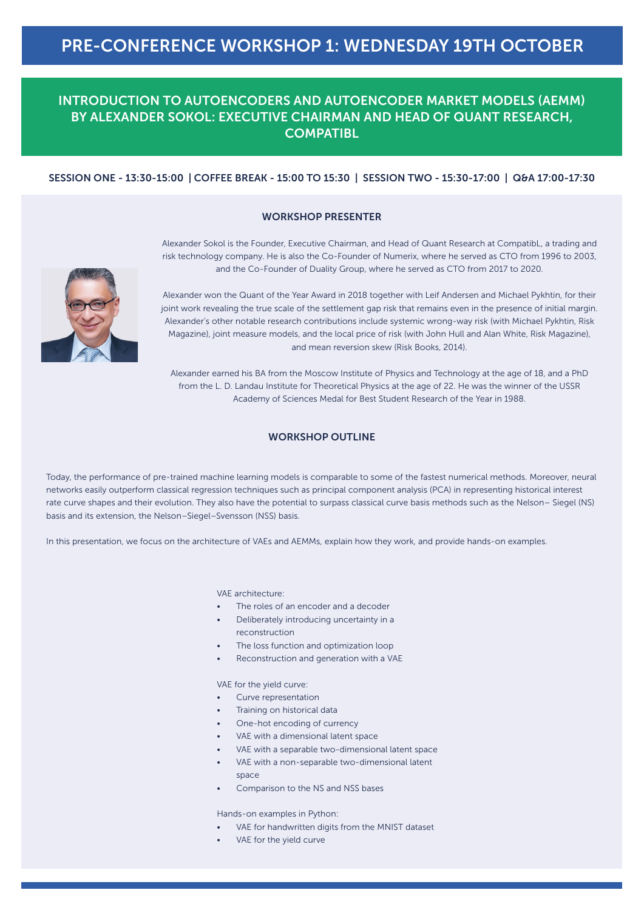# PRE-CONFERENCE WORKSHOP 1: WEDNESDAY 19TH OCTOBER

## INTRODUCTION TO AUTOENCODERS AND AUTOENCODER MARKET MODELS (AEMM) BY ALEXANDER SOKOL: EXECUTIVE CHAIRMAN AND HEAD OF QUANT RESEARCH, COMPATIBL

**SESSION ONE - 13:30-15:00 | COFFEE BREAK - 15:00 TO 15:30 | SESSION TWO - 15:30-17:00 | Q&A 17:00-17:30**

### WORKSHOP PRESENTER

Alexander Sokol is the Founder, Executive Chairman, and Head of Quant Research at CompatibL, a trading and risk technology company. He is also the Co-Founder of Numerix, where he served as CTO from 1996 to 2003, and the Co-Founder of Duality Group, where he served as CTO from 2017 to 2020.

Alexander won the Quant of the Year Award in 2018 together with Leif Andersen and Michael Pykhtin, for their joint work revealing the true scale of the settlement gap risk that remains even in the presence of initial margin. Alexander's other notable research contributions include systemic wrong-way risk (with Michael Pykhtin, Risk Magazine), joint measure models, and the local price of risk (with John Hull and Alan White, Risk Magazine), and mean reversion skew (Risk Books, 2014).

Alexander earned his BA from the Moscow Institute of Physics and Technology at the age of 18, and a PhD from the L. D. Landau Institute for Theoretical Physics at the age of 22. He was the winner of the USSR Academy of Sciences Medal for Best Student Research of the Year in 1988.

### WORKSHOP OUTLINE

Today, the performance of pre-trained machine learning models is comparable to some of the fastest numerical methods. Moreover, neural networks easily outperform classical regression techniques such as principal component analysis (PCA) in representing historical interest rate curve shapes and their evolution. They also have the potential to surpass classical curve basis methods such as the Nelson– Siegel (NS) basis and its extension, the Nelson–Siegel–Svensson (NSS) basis.

In this presentation, we focus on the architecture of VAEs and AEMMs, explain how they work, and provide hands-on examples.

VAE architecture:

- The roles of an encoder and a decoder
- Deliberately introducing uncertainty in a reconstruction
- The loss function and optimization loop
- Reconstruction and generation with a VAE

VAE for the yield curve:

- Curve representation
- Training on historical data
- One-hot encoding of currency
- VAE with a dimensional latent space
- VAE with a separable two-dimensional latent space
- VAE with a non-separable two-dimensional latent space
- Comparison to the NS and NSS bases

Hands-on examples in Python:

- VAE for handwritten digits from the MNIST dataset
- VAE for the yield curve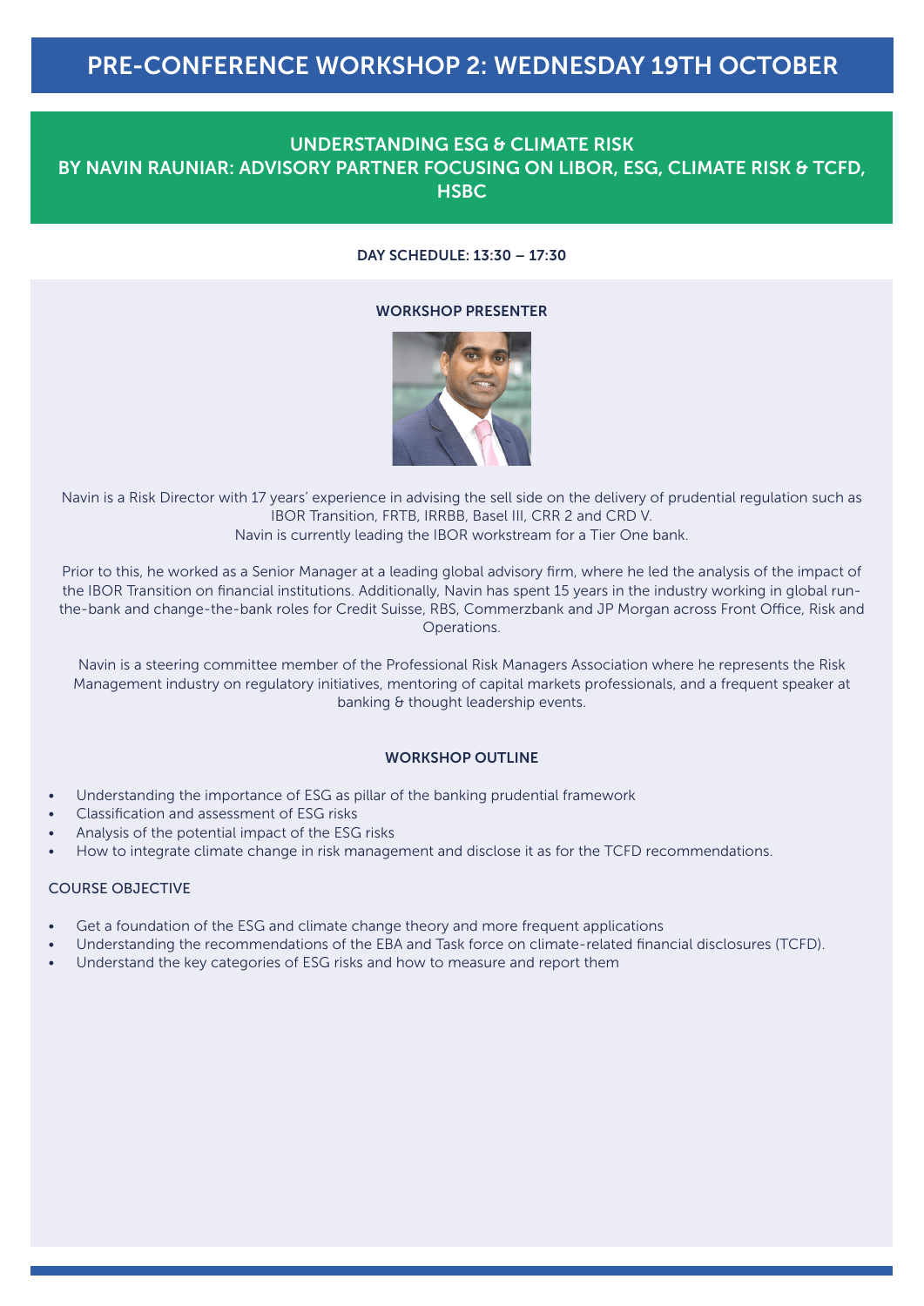# PRE-CONFERENCE WORKSHOP 2: WEDNESDAY 19TH OCTOBER

## UNDERSTANDING ESG & CLIMATE RISK
## BY NAVIN RAUNIAR: ADVISORY PARTNER FOCUSING ON LIBOR, ESG, CLIMATE RISK & TCFD, HSBC

**DAY SCHEDULE: 13:30 – 17:30**

### WORKSHOP PRESENTER

Navin is a Risk Director with 17 years' experience in advising the sell side on the delivery of prudential regulation such as IBOR Transition, FRTB, IRRBB, Basel III, CRR 2 and CRD V.
Navin is currently leading the IBOR workstream for a Tier One bank.

Prior to this, he worked as a Senior Manager at a leading global advisory firm, where he led the analysis of the impact of the IBOR Transition on financial institutions. Additionally, Navin has spent 15 years in the industry working in global run-the-bank and change-the-bank roles for Credit Suisse, RBS, Commerzbank and JP Morgan across Front Office, Risk and Operations.

Navin is a steering committee member of the Professional Risk Managers Association where he represents the Risk Management industry on regulatory initiatives, mentoring of capital markets professionals, and a frequent speaker at banking & thought leadership events.

### WORKSHOP OUTLINE

- Understanding the importance of ESG as pillar of the banking prudential framework
- Classification and assessment of ESG risks
- Analysis of the potential impact of the ESG risks
- How to integrate climate change in risk management and disclose it as for the TCFD recommendations.

### COURSE OBJECTIVE

- Get a foundation of the ESG and climate change theory and more frequent applications
- Understanding the recommendations of the EBA and Task force on climate-related financial disclosures (TCFD).
- Understand the key categories of ESG risks and how to measure and report them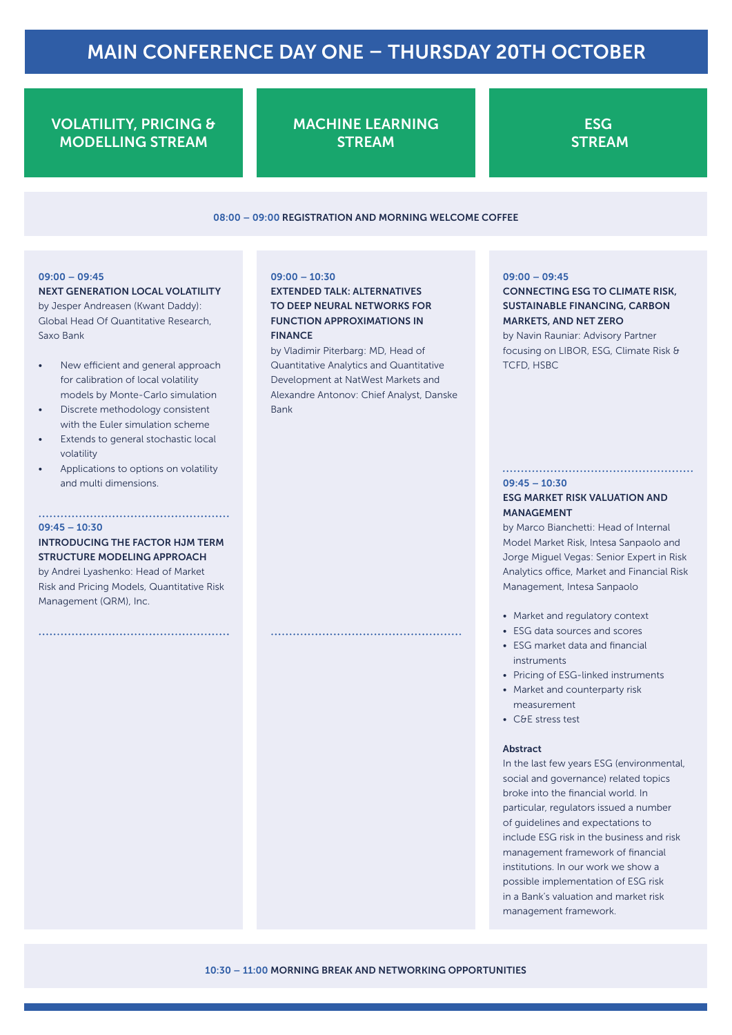# MAIN CONFERENCE DAY ONE – THURSDAY 20TH OCTOBER

**08:00 – 09:00** REGISTRATION AND MORNING WELCOME COFFEE

## VOLATILITY, PRICING & MODELLING STREAM

**09:00 – 09:45**

**NEXT GENERATION LOCAL VOLATILITY**

by Jesper Andreasen (Kwant Daddy): Global Head Of Quantitative Research, Saxo Bank

- New efficient and general approach for calibration of local volatility models by Monte-Carlo simulation
- Discrete methodology consistent with the Euler simulation scheme
- Extends to general stochastic local volatility
- Applications to options on volatility and multi dimensions.

**09:45 – 10:30**

**INTRODUCING THE FACTOR HJM TERM STRUCTURE MODELING APPROACH**

by Andrei Lyashenko: Head of Market Risk and Pricing Models, Quantitative Risk Management (QRM), Inc.

## MACHINE LEARNING STREAM

**09:00 – 10:30**

**EXTENDED TALK: ALTERNATIVES TO DEEP NEURAL NETWORKS FOR FUNCTION APPROXIMATIONS IN FINANCE**

by Vladimir Piterbarg: MD, Head of Quantitative Analytics and Quantitative Development at NatWest Markets and Alexandre Antonov: Chief Analyst, Danske Bank

## ESG STREAM

**09:00 – 09:45**

**CONNECTING ESG TO CLIMATE RISK, SUSTAINABLE FINANCING, CARBON MARKETS, AND NET ZERO**

by Navin Rauniar: Advisory Partner focusing on LIBOR, ESG, Climate Risk & TCFD, HSBC

**09:45 – 10:30**

**ESG MARKET RISK VALUATION AND MANAGEMENT**

by Marco Bianchetti: Head of Internal Model Market Risk, Intesa Sanpaolo and Jorge Miguel Vegas: Senior Expert in Risk Analytics office, Market and Financial Risk Management, Intesa Sanpaolo

- Market and regulatory context
- ESG data sources and scores
- ESG market data and financial instruments
- Pricing of ESG-linked instruments
- Market and counterparty risk measurement
- C&E stress test

**Abstract**

In the last few years ESG (environmental, social and governance) related topics broke into the financial world. In particular, regulators issued a number of guidelines and expectations to include ESG risk in the business and risk management framework of financial institutions. In our work we show a possible implementation of ESG risk in a Bank's valuation and market risk management framework.

**10:30 – 11:00** MORNING BREAK AND NETWORKING OPPORTUNITIES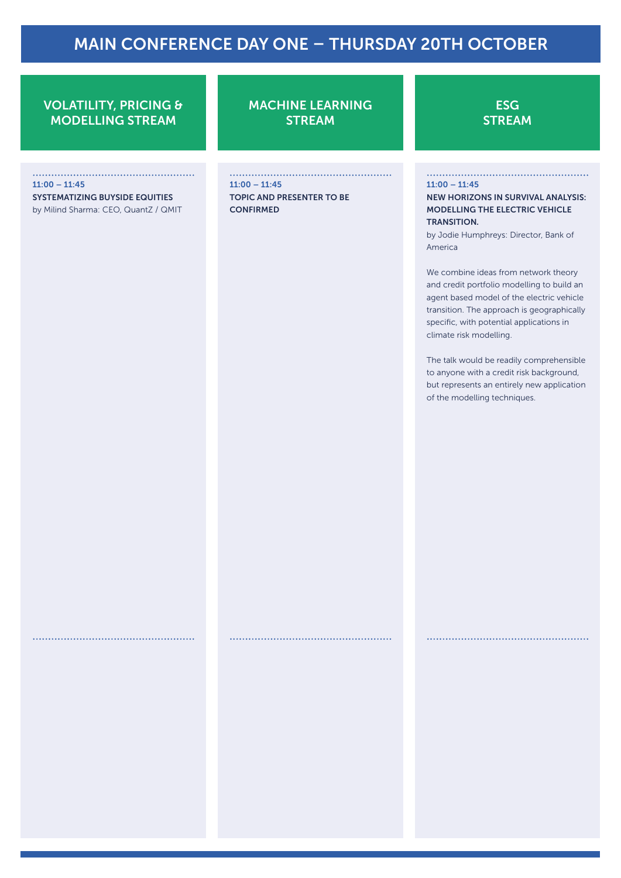# MAIN CONFERENCE DAY ONE – THURSDAY 20TH OCTOBER

## VOLATILITY, PRICING & MODELLING STREAM

**11:00 – 11:45**

**SYSTEMATIZING BUYSIDE EQUITIES**

by Milind Sharma: CEO, QuantZ / QMIT

## MACHINE LEARNING STREAM

**11:00 – 11:45**

**TOPIC AND PRESENTER TO BE CONFIRMED**

## ESG STREAM

**11:00 – 11:45**

**NEW HORIZONS IN SURVIVAL ANALYSIS: MODELLING THE ELECTRIC VEHICLE TRANSITION.**

by Jodie Humphreys: Director, Bank of America

We combine ideas from network theory and credit portfolio modelling to build an agent based model of the electric vehicle transition. The approach is geographically specific, with potential applications in climate risk modelling.

The talk would be readily comprehensible to anyone with a credit risk background, but represents an entirely new application of the modelling techniques.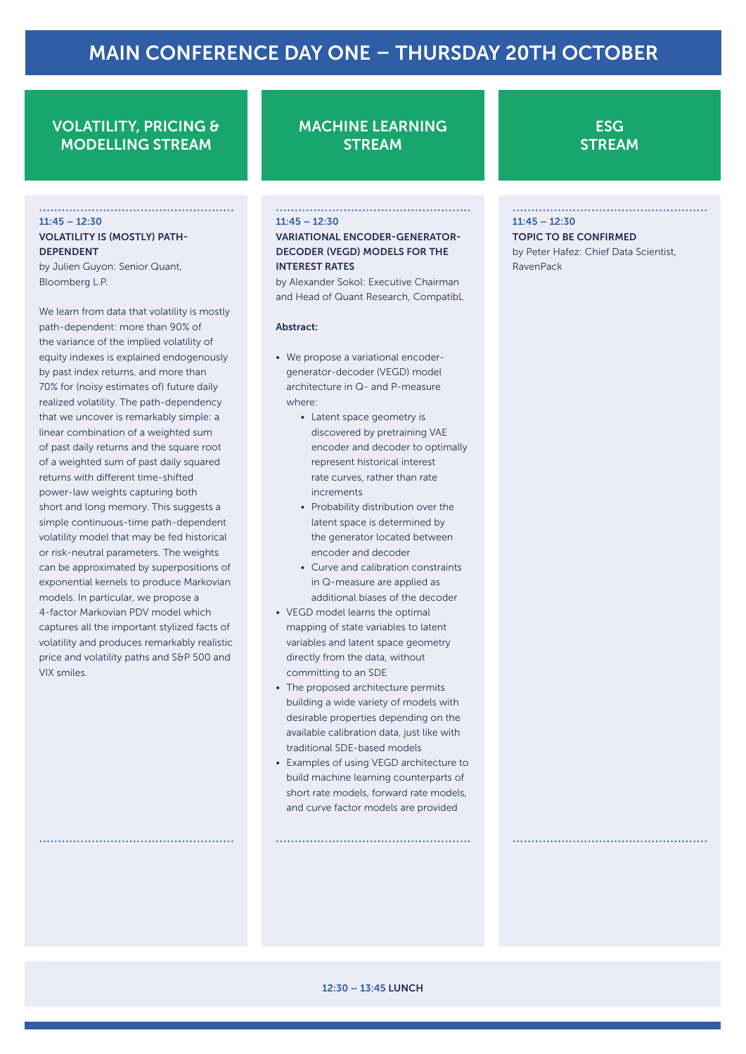# MAIN CONFERENCE DAY ONE – THURSDAY 20TH OCTOBER

## VOLATILITY, PRICING & MODELLING STREAM

**11:45 – 12:30**

**VOLATILITY IS (MOSTLY) PATH-DEPENDENT**

by Julien Guyon: Senior Quant, Bloomberg L.P.

We learn from data that volatility is mostly path-dependent: more than 90% of the variance of the implied volatility of equity indexes is explained endogenously by past index returns, and more than 70% for (noisy estimates of) future daily realized volatility. The path-dependency that we uncover is remarkably simple: a linear combination of a weighted sum of past daily returns and the square root of a weighted sum of past daily squared returns with different time-shifted power-law weights capturing both short and long memory. This suggests a simple continuous-time path-dependent volatility model that may be fed historical or risk-neutral parameters. The weights can be approximated by superpositions of exponential kernels to produce Markovian models. In particular, we propose a 4-factor Markovian PDV model which captures all the important stylized facts of volatility and produces remarkably realistic price and volatility paths and S&P 500 and VIX smiles.

## MACHINE LEARNING STREAM

**11:45 – 12:30**

**VARIATIONAL ENCODER-GENERATOR-DECODER (VEGD) MODELS FOR THE INTEREST RATES**

by Alexander Sokol: Executive Chairman and Head of Quant Research, CompatibL

**Abstract:**

- We propose a variational encoder-generator-decoder (VEGD) model architecture in Q- and P-measure where:
  - Latent space geometry is discovered by pretraining VAE encoder and decoder to optimally represent historical interest rate curves, rather than rate increments
  - Probability distribution over the latent space is determined by the generator located between encoder and decoder
  - Curve and calibration constraints in Q-measure are applied as additional biases of the decoder
- VEGD model learns the optimal mapping of state variables to latent variables and latent space geometry directly from the data, without committing to an SDE
- The proposed architecture permits building a wide variety of models with desirable properties depending on the available calibration data, just like with traditional SDE-based models
- Examples of using VEGD architecture to build machine learning counterparts of short rate models, forward rate models, and curve factor models are provided

## ESG STREAM

**11:45 – 12:30**

**TOPIC TO BE CONFIRMED**

by Peter Hafez: Chief Data Scientist, RavenPack

**12:30 – 13:45 LUNCH**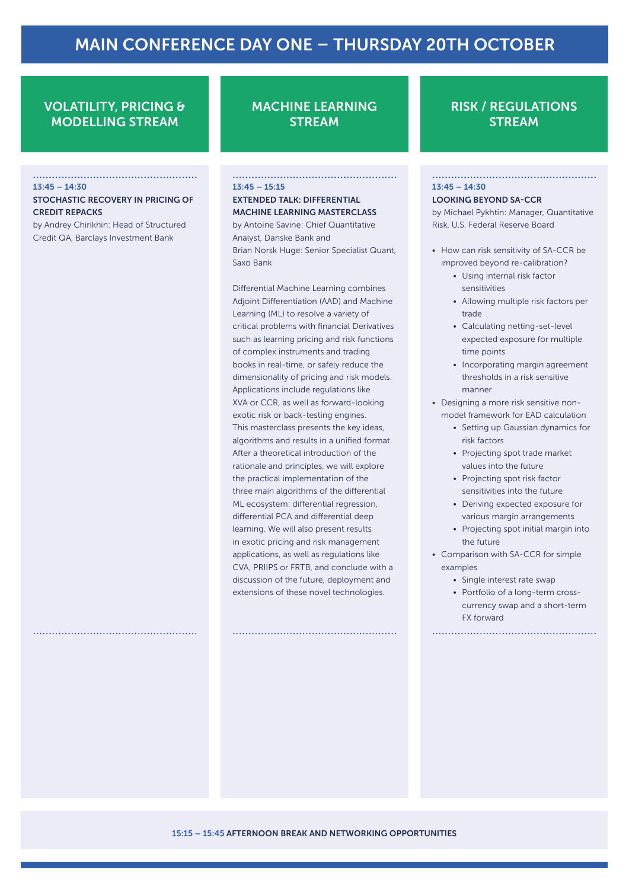# MAIN CONFERENCE DAY ONE – THURSDAY 20TH OCTOBER

## VOLATILITY, PRICING & MODELLING STREAM

**13:45 – 14:30**

**STOCHASTIC RECOVERY IN PRICING OF CREDIT REPACKS**

by Andrey Chirikhin: Head of Structured Credit QA, Barclays Investment Bank

## MACHINE LEARNING STREAM

**13:45 – 15:15**

**EXTENDED TALK: DIFFERENTIAL MACHINE LEARNING MASTERCLASS**

by Antoine Savine: Chief Quantitative Analyst, Danske Bank and
Brian Norsk Huge: Senior Specialist Quant, Saxo Bank

Differential Machine Learning combines Adjoint Differentiation (AAD) and Machine Learning (ML) to resolve a variety of critical problems with financial Derivatives such as learning pricing and risk functions of complex instruments and trading books in real-time, or safely reduce the dimensionality of pricing and risk models. Applications include regulations like XVA or CCR, as well as forward-looking exotic risk or back-testing engines. This masterclass presents the key ideas, algorithms and results in a unified format. After a theoretical introduction of the rationale and principles, we will explore the practical implementation of the three main algorithms of the differential ML ecosystem: differential regression, differential PCA and differential deep learning. We will also present results in exotic pricing and risk management applications, as well as regulations like CVA, PRIIPS or FRTB, and conclude with a discussion of the future, deployment and extensions of these novel technologies.

## RISK / REGULATIONS STREAM

**13:45 – 14:30**

**LOOKING BEYOND SA-CCR**

by Michael Pykhtin: Manager, Quantitative Risk, U.S. Federal Reserve Board

- How can risk sensitivity of SA-CCR be improved beyond re-calibration?
  - Using internal risk factor sensitivities
  - Allowing multiple risk factors per trade
  - Calculating netting-set-level expected exposure for multiple time points
  - Incorporating margin agreement thresholds in a risk sensitive manner
- Designing a more risk sensitive non-model framework for EAD calculation
  - Setting up Gaussian dynamics for risk factors
  - Projecting spot trade market values into the future
  - Projecting spot risk factor sensitivities into the future
  - Deriving expected exposure for various margin arrangements
  - Projecting spot initial margin into the future
- Comparison with SA-CCR for simple examples
  - Single interest rate swap
  - Portfolio of a long-term cross-currency swap and a short-term FX forward

**15:15 – 15:45** AFTERNOON BREAK AND NETWORKING OPPORTUNITIES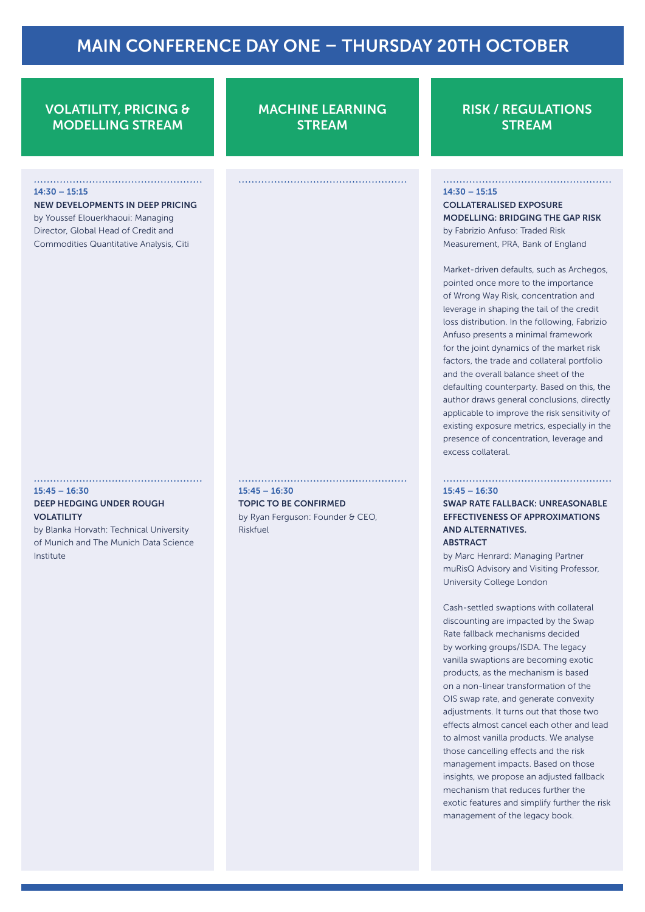# MAIN CONFERENCE DAY ONE – THURSDAY 20TH OCTOBER

## VOLATILITY, PRICING & MODELLING STREAM

**14:30 – 15:15**

**NEW DEVELOPMENTS IN DEEP PRICING**

by Youssef Elouerkhaoui: Managing Director, Global Head of Credit and Commodities Quantitative Analysis, Citi

**15:45 – 16:30**

**DEEP HEDGING UNDER ROUGH VOLATILITY**

by Blanka Horvath: Technical University of Munich and The Munich Data Science Institute

## MACHINE LEARNING STREAM

**15:45 – 16:30**

**TOPIC TO BE CONFIRMED**

by Ryan Ferguson: Founder & CEO, Riskfuel

## RISK / REGULATIONS STREAM

**14:30 – 15:15**

**COLLATERALISED EXPOSURE MODELLING: BRIDGING THE GAP RISK**

by Fabrizio Anfuso: Traded Risk Measurement, PRA, Bank of England

Market-driven defaults, such as Archegos, pointed once more to the importance of Wrong Way Risk, concentration and leverage in shaping the tail of the credit loss distribution. In the following, Fabrizio Anfuso presents a minimal framework for the joint dynamics of the market risk factors, the trade and collateral portfolio and the overall balance sheet of the defaulting counterparty. Based on this, the author draws general conclusions, directly applicable to improve the risk sensitivity of existing exposure metrics, especially in the presence of concentration, leverage and excess collateral.

**15:45 – 16:30**

**SWAP RATE FALLBACK: UNREASONABLE EFFECTIVENESS OF APPROXIMATIONS AND ALTERNATIVES.**

**ABSTRACT**

by Marc Henrard: Managing Partner muRisQ Advisory and Visiting Professor, University College London

Cash-settled swaptions with collateral discounting are impacted by the Swap Rate fallback mechanisms decided by working groups/ISDA. The legacy vanilla swaptions are becoming exotic products, as the mechanism is based on a non-linear transformation of the OIS swap rate, and generate convexity adjustments. It turns out that those two effects almost cancel each other and lead to almost vanilla products. We analyse those cancelling effects and the risk management impacts. Based on those insights, we propose an adjusted fallback mechanism that reduces further the exotic features and simplify further the risk management of the legacy book.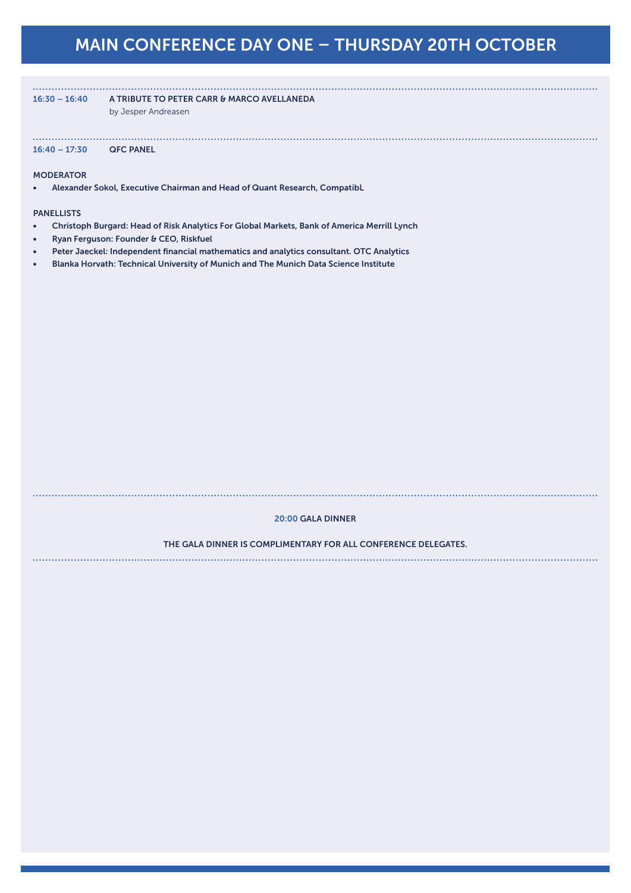# MAIN CONFERENCE DAY ONE – THURSDAY 20TH OCTOBER

**16:30 – 16:40** **A TRIBUTE TO PETER CARR & MARCO AVELLANEDA**
by Jesper Andreasen

**16:40 – 17:30** **QFC PANEL**

**MODERATOR**

- **Alexander Sokol, Executive Chairman and Head of Quant Research, CompatibL**

**PANELLISTS**

- **Christoph Burgard: Head of Risk Analytics For Global Markets, Bank of America Merrill Lynch**
- **Ryan Ferguson: Founder & CEO, Riskfuel**
- **Peter Jaeckel: Independent financial mathematics and analytics consultant. OTC Analytics**
- **Blanka Horvath: Technical University of Munich and The Munich Data Science Institute**

**20:00 GALA DINNER**

**THE GALA DINNER IS COMPLIMENTARY FOR ALL CONFERENCE DELEGATES.**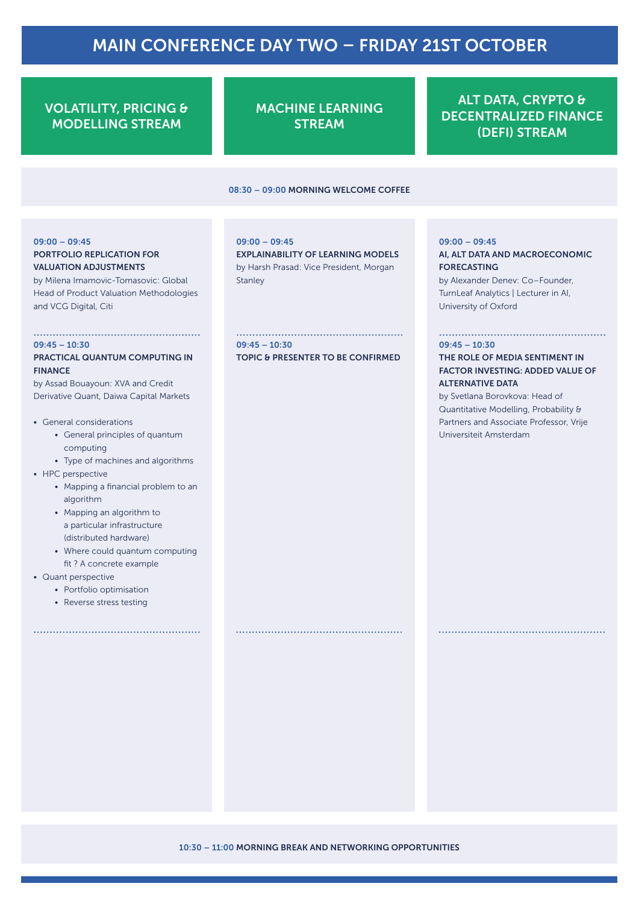# MAIN CONFERENCE DAY TWO – FRIDAY 21ST OCTOBER

**08:30 – 09:00 MORNING WELCOME COFFEE**

## VOLATILITY, PRICING & MODELLING STREAM

**09:00 – 09:45**

**PORTFOLIO REPLICATION FOR VALUATION ADJUSTMENTS**

by Milena Imamovic-Tomasovic: Global Head of Product Valuation Methodologies and VCG Digital, Citi

**09:45 – 10:30**

**PRACTICAL QUANTUM COMPUTING IN FINANCE**

by Assad Bouayoun: XVA and Credit Derivative Quant, Daiwa Capital Markets

- General considerations
  - General principles of quantum computing
  - Type of machines and algorithms
- HPC perspective
  - Mapping a financial problem to an algorithm
  - Mapping an algorithm to a particular infrastructure (distributed hardware)
  - Where could quantum computing fit ? A concrete example
- Quant perspective
  - Portfolio optimisation
  - Reverse stress testing

## MACHINE LEARNING STREAM

**09:00 – 09:45**

**EXPLAINABILITY OF LEARNING MODELS**

by Harsh Prasad: Vice President, Morgan Stanley

**09:45 – 10:30**

**TOPIC & PRESENTER TO BE CONFIRMED**

## ALT DATA, CRYPTO & DECENTRALIZED FINANCE (DEFI) STREAM

**09:00 – 09:45**

**AI, ALT DATA AND MACROECONOMIC FORECASTING**

by Alexander Denev: Co–Founder, TurnLeaf Analytics | Lecturer in AI, University of Oxford

**09:45 – 10:30**

**THE ROLE OF MEDIA SENTIMENT IN FACTOR INVESTING: ADDED VALUE OF ALTERNATIVE DATA**

by Svetlana Borovkova: Head of Quantitative Modelling, Probability & Partners and Associate Professor, Vrije Universiteit Amsterdam

**10:30 – 11:00 MORNING BREAK AND NETWORKING OPPORTUNITIES**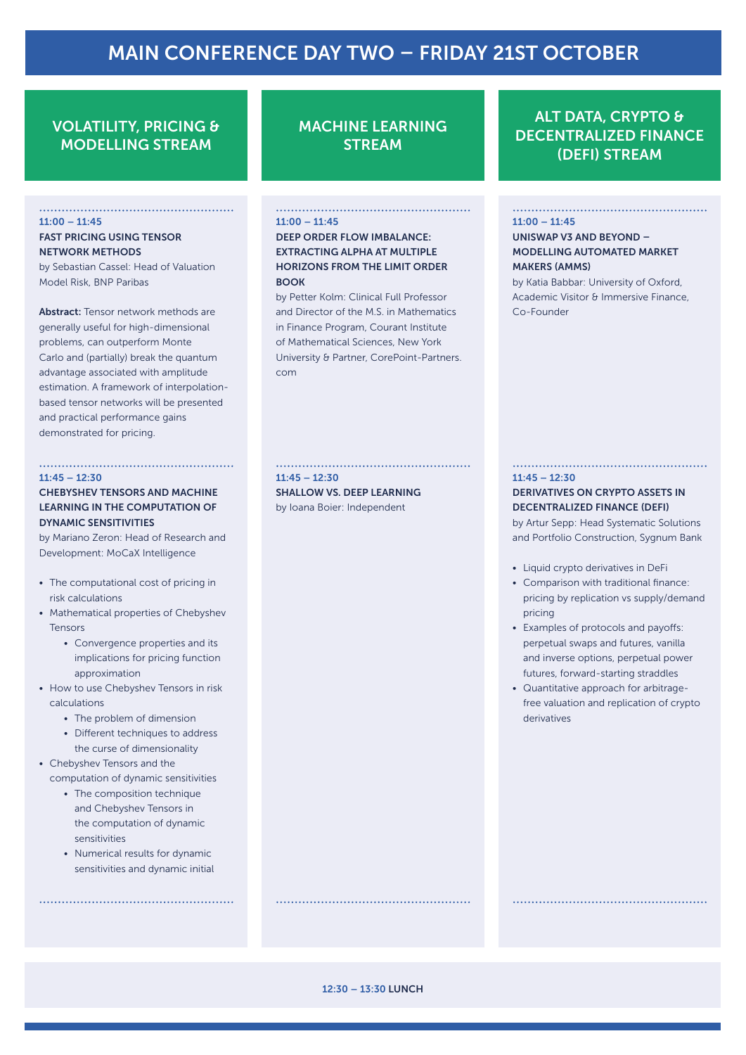# MAIN CONFERENCE DAY TWO – FRIDAY 21ST OCTOBER

## VOLATILITY, PRICING & MODELLING STREAM

**11:00 – 11:45**

**FAST PRICING USING TENSOR NETWORK METHODS**

by Sebastian Cassel: Head of Valuation Model Risk, BNP Paribas

**Abstract:** Tensor network methods are generally useful for high-dimensional problems, can outperform Monte Carlo and (partially) break the quantum advantage associated with amplitude estimation. A framework of interpolation-based tensor networks will be presented and practical performance gains demonstrated for pricing.

**11:45 – 12:30**

**CHEBYSHEV TENSORS AND MACHINE LEARNING IN THE COMPUTATION OF DYNAMIC SENSITIVITIES**

by Mariano Zeron: Head of Research and Development: MoCaX Intelligence

- The computational cost of pricing in risk calculations
- Mathematical properties of Chebyshev Tensors
  - Convergence properties and its implications for pricing function approximation
- How to use Chebyshev Tensors in risk calculations
  - The problem of dimension
  - Different techniques to address the curse of dimensionality
- Chebyshev Tensors and the computation of dynamic sensitivities
  - The composition technique and Chebyshev Tensors in the computation of dynamic sensitivities
  - Numerical results for dynamic sensitivities and dynamic initial

## MACHINE LEARNING STREAM

**11:00 – 11:45**

**DEEP ORDER FLOW IMBALANCE: EXTRACTING ALPHA AT MULTIPLE HORIZONS FROM THE LIMIT ORDER BOOK**

by Petter Kolm: Clinical Full Professor and Director of the M.S. in Mathematics in Finance Program, Courant Institute of Mathematical Sciences, New York University & Partner, CorePoint-Partners.com

**11:45 – 12:30**

**SHALLOW VS. DEEP LEARNING**

by Ioana Boier: Independent

## ALT DATA, CRYPTO & DECENTRALIZED FINANCE (DEFI) STREAM

**11:00 – 11:45**

**UNISWAP V3 AND BEYOND – MODELLING AUTOMATED MARKET MAKERS (AMMS)**

by Katia Babbar: University of Oxford, Academic Visitor & Immersive Finance, Co-Founder

**11:45 – 12:30**

**DERIVATIVES ON CRYPTO ASSETS IN DECENTRALIZED FINANCE (DEFI)**

by Artur Sepp: Head Systematic Solutions and Portfolio Construction, Sygnum Bank

- Liquid crypto derivatives in DeFi
- Comparison with traditional finance: pricing by replication vs supply/demand pricing
- Examples of protocols and payoffs: perpetual swaps and futures, vanilla and inverse options, perpetual power futures, forward-starting straddles
- Quantitative approach for arbitrage-free valuation and replication of crypto derivatives

**12:30 – 13:30 LUNCH**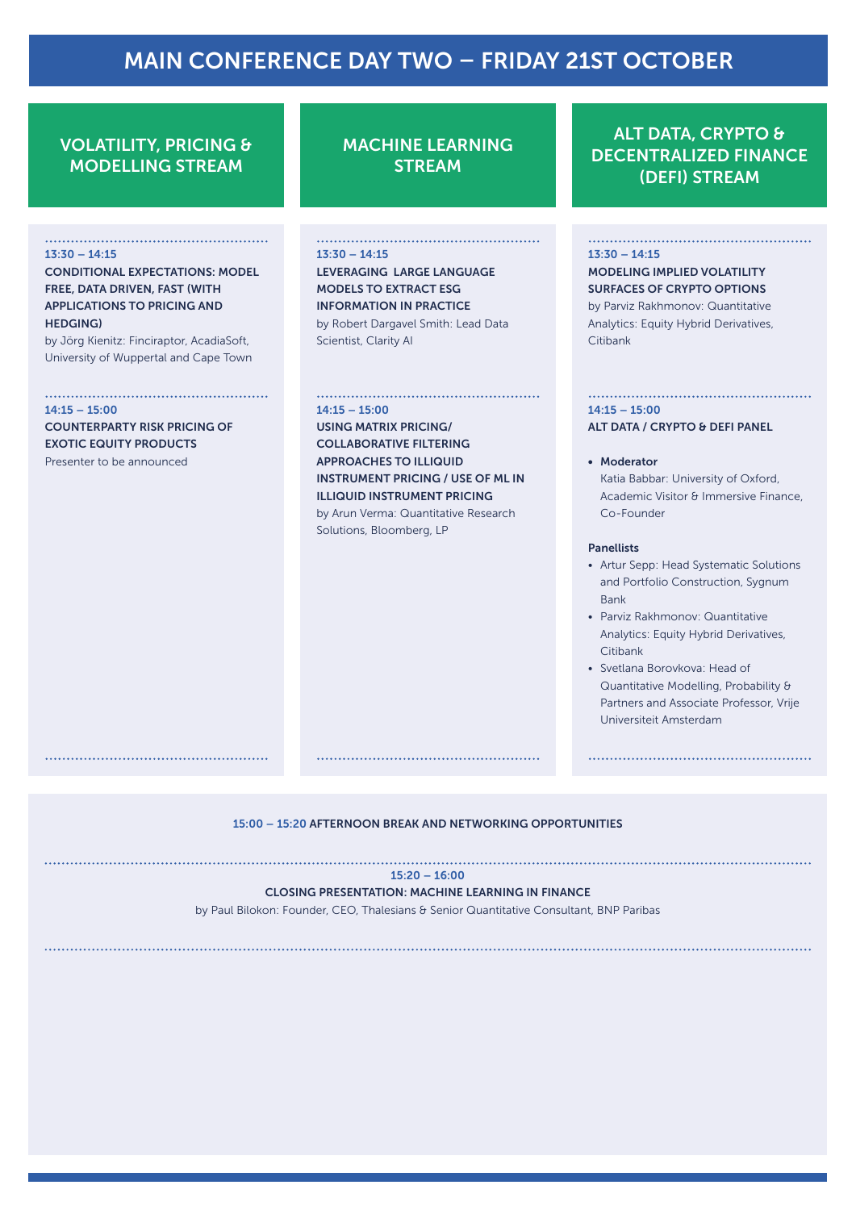# MAIN CONFERENCE DAY TWO – FRIDAY 21ST OCTOBER

## VOLATILITY, PRICING & MODELLING STREAM

**13:30 – 14:15**

**CONDITIONAL EXPECTATIONS: MODEL FREE, DATA DRIVEN, FAST (WITH APPLICATIONS TO PRICING AND HEDGING)**

by Jörg Kienitz: Finciraptor, AcadiaSoft, University of Wuppertal and Cape Town

**14:15 – 15:00**

**COUNTERPARTY RISK PRICING OF EXOTIC EQUITY PRODUCTS**

Presenter to be announced

## MACHINE LEARNING STREAM

**13:30 – 14:15**

**LEVERAGING LARGE LANGUAGE MODELS TO EXTRACT ESG INFORMATION IN PRACTICE**

by Robert Dargavel Smith: Lead Data Scientist, Clarity AI

**14:15 – 15:00**

**USING MATRIX PRICING/ COLLABORATIVE FILTERING APPROACHES TO ILLIQUID INSTRUMENT PRICING / USE OF ML IN ILLIQUID INSTRUMENT PRICING**

by Arun Verma: Quantitative Research Solutions, Bloomberg, LP

## ALT DATA, CRYPTO & DECENTRALIZED FINANCE (DEFI) STREAM

**13:30 – 14:15**

**MODELING IMPLIED VOLATILITY SURFACES OF CRYPTO OPTIONS**

by Parviz Rakhmonov: Quantitative Analytics: Equity Hybrid Derivatives, Citibank

**14:15 – 15:00**

**ALT DATA / CRYPTO & DEFI PANEL**

- **Moderator**
  Katia Babbar: University of Oxford, Academic Visitor & Immersive Finance, Co-Founder

**Panellists**

- Artur Sepp: Head Systematic Solutions and Portfolio Construction, Sygnum Bank
- Parviz Rakhmonov: Quantitative Analytics: Equity Hybrid Derivatives, Citibank
- Svetlana Borovkova: Head of Quantitative Modelling, Probability & Partners and Associate Professor, Vrije Universiteit Amsterdam

---

**15:00 – 15:20** AFTERNOON BREAK AND NETWORKING OPPORTUNITIES

**15:20 – 16:00**

**CLOSING PRESENTATION: MACHINE LEARNING IN FINANCE**

by Paul Bilokon: Founder, CEO, Thalesians & Senior Quantitative Consultant, BNP Paribas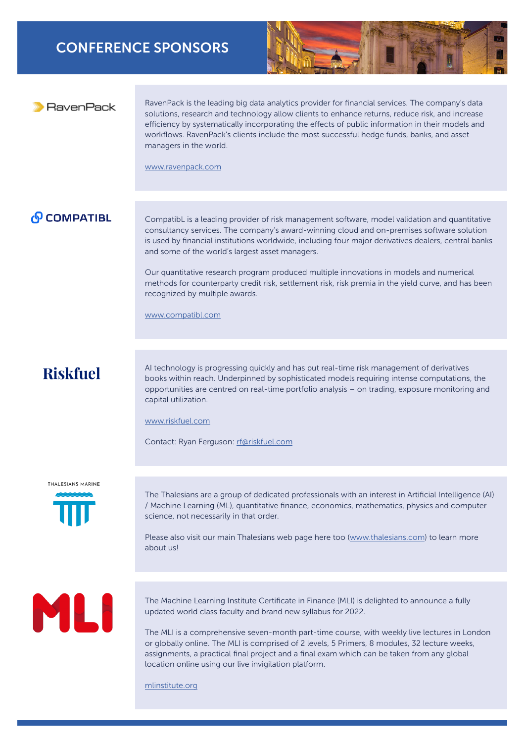# CONFERENCE SPONSORS

## RavenPack

RavenPack is the leading big data analytics provider for financial services. The company's data solutions, research and technology allow clients to enhance returns, reduce risk, and increase efficiency by systematically incorporating the effects of public information in their models and workflows. RavenPack's clients include the most successful hedge funds, banks, and asset managers in the world.

www.ravenpack.com

## COMPATIBL

CompatibL is a leading provider of risk management software, model validation and quantitative consultancy services. The company's award-winning cloud and on-premises software solution is used by financial institutions worldwide, including four major derivatives dealers, central banks and some of the world's largest asset managers.

Our quantitative research program produced multiple innovations in models and numerical methods for counterparty credit risk, settlement risk, risk premia in the yield curve, and has been recognized by multiple awards.

www.compatibl.com

## Riskfuel

AI technology is progressing quickly and has put real-time risk management of derivatives books within reach. Underpinned by sophisticated models requiring intense computations, the opportunities are centred on real-time portfolio analysis – on trading, exposure monitoring and capital utilization.

www.riskfuel.com

Contact: Ryan Ferguson: rf@riskfuel.com

## THALESIANS MARINE

The Thalesians are a group of dedicated professionals with an interest in Artificial Intelligence (AI) / Machine Learning (ML), quantitative finance, economics, mathematics, physics and computer science, not necessarily in that order.

Please also visit our main Thalesians web page here too (www.thalesians.com) to learn more about us!

## MLI

The Machine Learning Institute Certificate in Finance (MLI) is delighted to announce a fully updated world class faculty and brand new syllabus for 2022.

The MLI is a comprehensive seven-month part-time course, with weekly live lectures in London or globally online. The MLI is comprised of 2 levels, 5 Primers, 8 modules, 32 lecture weeks, assignments, a practical final project and a final exam which can be taken from any global location online using our live invigilation platform.

mlinstitute.org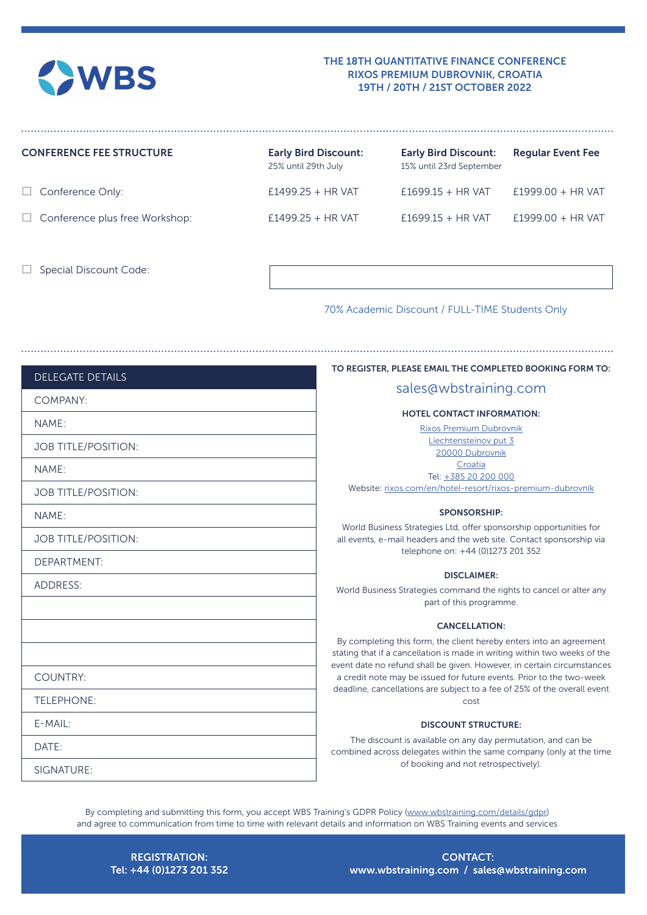WBS

**THE 18TH QUANTITATIVE FINANCE CONFERENCE**
**RIXOS PREMIUM DUBROVNIK, CROATIA**
**19TH / 20TH / 21ST OCTOBER 2022**

| CONFERENCE FEE STRUCTURE | Early Bird Discount: 25% until 29th July | Early Bird Discount: 15% until 23rd September | Regular Event Fee |
|---|---|---|---|
| ☐ Conference Only: | £1499.25 + HR VAT | £1699.15 + HR VAT | £1999.00 + HR VAT |
| ☐ Conference plus free Workshop: | £1499.25 + HR VAT | £1699.15 + HR VAT | £1999.00 + HR VAT |

☐ Special Discount Code:

70% Academic Discount / FULL-TIME Students Only

| DELEGATE DETAILS |
|---|
| COMPANY: |
| NAME: |
| JOB TITLE/POSITION: |
| NAME: |
| JOB TITLE/POSITION: |
| NAME: |
| JOB TITLE/POSITION: |
| DEPARTMENT: |
| ADDRESS: |
| |
| |
| |
| COUNTRY: |
| TELEPHONE: |
| E-MAIL: |
| DATE: |
| SIGNATURE: |

**TO REGISTER, PLEASE EMAIL THE COMPLETED BOOKING FORM TO:**

sales@wbstraining.com

**HOTEL CONTACT INFORMATION:**

Rixos Premium Dubrovnik
Liechtensteinov put 3
20000 Dubrovnik
Croatia
Tel: +385 20 200 000
Website: rixos.com/en/hotel-resort/rixos-premium-dubrovnik

**SPONSORSHIP:**

World Business Strategies Ltd, offer sponsorship opportunities for all events, e-mail headers and the web site. Contact sponsorship via telephone on: +44 (0)1273 201 352

**DISCLAIMER:**

World Business Strategies command the rights to cancel or alter any part of this programme.

**CANCELLATION:**

By completing this form, the client hereby enters into an agreement stating that if a cancellation is made in writing within two weeks of the event date no refund shall be given. However, in certain circumstances a credit note may be issued for future events. Prior to the two-week deadline, cancellations are subject to a fee of 25% of the overall event cost

**DISCOUNT STRUCTURE:**

The discount is available on any day permutation, and can be combined across delegates within the same company (only at the time of booking and not retrospectively).

By completing and submitting this form, you accept WBS Training's GDPR Policy (www.wbstraining.com/details/gdpr) and agree to communication from time to time with relevant details and information on WBS Training events and services

**REGISTRATION:**
**Tel: +44 (0)1273 201 352**

**CONTACT:**
**www.wbstraining.com / sales@wbstraining.com**